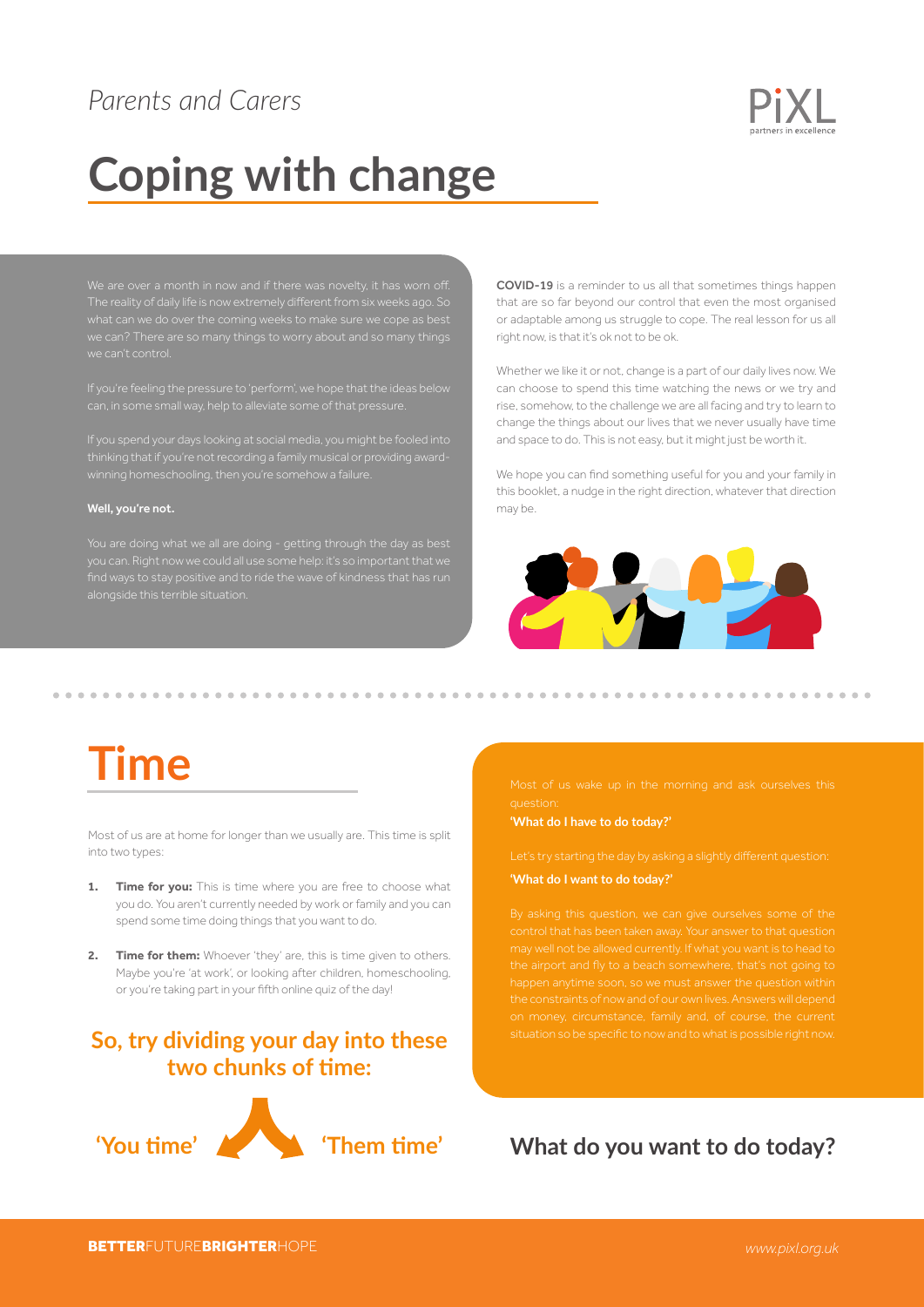*Parents and Carers*

# Coping with change

We are over a month in now and if there was novelty, it has worn off. The reality of daily life is now extremely different from six weeks ago. So what can we do over the coming weeks to make sure we cope as best we can? There are so many things to worry about and so many things we can't control.

If you're feeling the pressure to 'perform', we hope that the ideas below can, in some small way, help to alleviate some of that pressure.

If you spend your days looking at social media, you might be fooled into thinking that if you're not recording a family musical or providing award-winning homeschooling, then you're somehow a failure.

**Well, you're not.**

You are doing what we all are doing - getting through the day as best you can. Right now we could all use some help: it's so important that we find ways to stay positive and to ride the wave of kindness that has run alongside this terrible situation.

**COVID-19** is a reminder to us all that sometimes things happen that are so far beyond our control that even the most organised or adaptable among us struggle to cope. The real lesson for us all right now, is that it's ok not to be ok.

Whether we like it or not, change is a part of our daily lives now. We can choose to spend this time watching the news or we try and rise, somehow, to the challenge we are all facing and try to learn to change the things about our lives that we never usually have time and space to do. This is not easy, but it might just be worth it.

We hope you can find something useful for you and your family in this booklet, a nudge in the right direction, whatever that direction may be.

# Time

Most of us are at home for longer than we usually are. This time is split into two types:

1. **Time for you:** This is time where you are free to choose what you do. You aren't currently needed by work or family and you can spend some time doing things that you want to do.
2. **Time for them:** Whoever 'they' are, this is time given to others. Maybe you're 'at work', or looking after children, homeschooling, or you're taking part in your fifth online quiz of the day!

## So, try dividing your day into these two chunks of time:

**'You time'** **'Them time'**

Most of us wake up in the morning and ask ourselves this question:

**'What do I have to do today?'**

Let's try starting the day by asking a slightly different question:

**'What do I want to do today?'**

By asking this question, we can give ourselves some of the control that has been taken away. Your answer to that question may well not be allowed currently. If what you want is to head to the airport and fly to a beach somewhere, that's not going to happen anytime soon, so we must answer the question within the constraints of now and of our own lives. Answers will depend on money, circumstance, family and, of course, the current situation so be specific to now and to what is possible right now.

## What do you want to do today?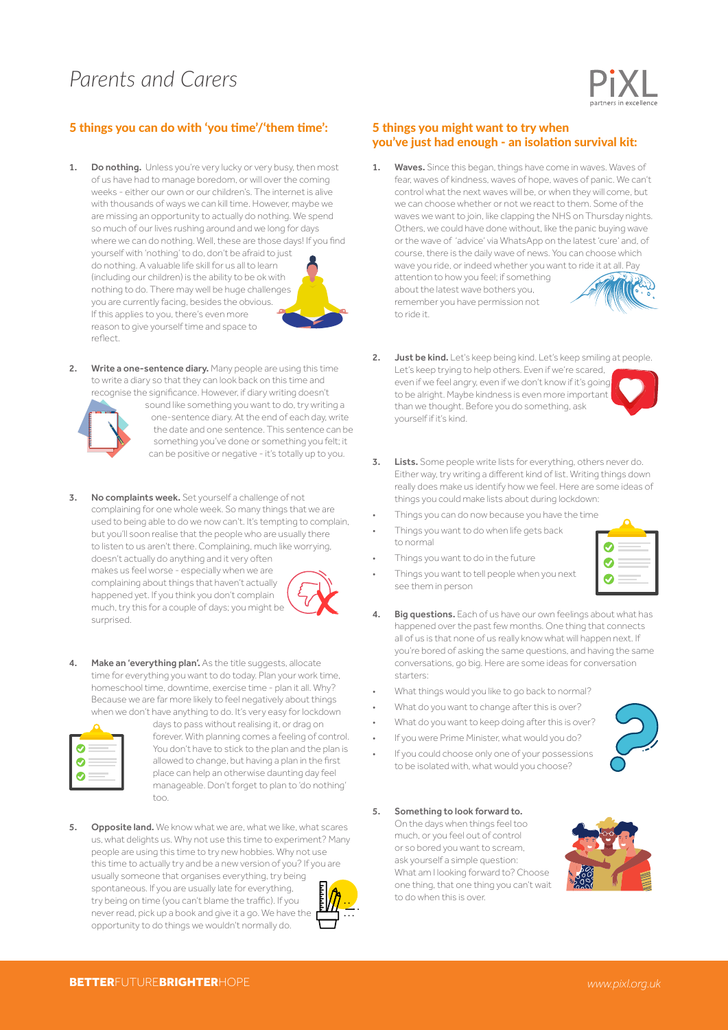# Parents and Carers

## 5 things you can do with 'you time'/'them time':

1. **Do nothing.** Unless you're very lucky or very busy, then most of us have had to manage boredom, or will over the coming weeks - either our own or our children's. The internet is alive with thousands of ways we can kill time. However, maybe we are missing an opportunity to actually do nothing. We spend so much of our lives rushing around and we long for days where we can do nothing. Well, these are those days! If you find yourself with 'nothing' to do, don't be afraid to just do nothing. A valuable life skill for us all to learn (including our children) is the ability to be ok with nothing to do. There may well be huge challenges you are currently facing, besides the obvious. If this applies to you, there's even more reason to give yourself time and space to reflect.

2. **Write a one-sentence diary.** Many people are using this time to write a diary so that they can look back on this time and recognise the significance. However, if diary writing doesn't sound like something you want to do, try writing a one-sentence diary. At the end of each day, write the date and one sentence. This sentence can be something you've done or something you felt; it can be positive or negative - it's totally up to you.

3. **No complaints week.** Set yourself a challenge of not complaining for one whole week. So many things that we are used to being able to do we now can't. It's tempting to complain, but you'll soon realise that the people who are usually there to listen to us aren't there. Complaining, much like worrying, doesn't actually do anything and it very often makes us feel worse - especially when we are complaining about things that haven't actually happened yet. If you think you don't complain much, try this for a couple of days; you might be surprised.

4. **Make an 'everything plan'.** As the title suggests, allocate time for everything you want to do today. Plan your work time, homeschool time, downtime, exercise time - plan it all. Why? Because we are far more likely to feel negatively about things when we don't have anything to do. It's very easy for lockdown days to pass without realising it, or drag on forever. With planning comes a feeling of control. You don't have to stick to the plan and the plan is allowed to change, but having a plan in the first place can help an otherwise daunting day feel manageable. Don't forget to plan to 'do nothing' too.

5. **Opposite land.** We know what we are, what we like, what scares us, what delights us. Why not use this time to experiment? Many people are using this time to try new hobbies. Why not use this time to actually try and be a new version of you? If you are usually someone that organises everything, try being spontaneous. If you are usually late for everything, try being on time (you can't blame the traffic). If you never read, pick up a book and give it a go. We have the opportunity to do things we wouldn't normally do.

## 5 things you might want to try when you've just had enough - an isolation survival kit:

1. **Waves.** Since this began, things have come in waves. Waves of fear, waves of kindness, waves of hope, waves of panic. We can't control what the next waves will be, or when they will come, but we can choose whether or not we react to them. Some of the waves we want to join, like clapping the NHS on Thursday nights. Others, we could have done without, like the panic buying wave or the wave of 'advice' via WhatsApp on the latest 'cure' and, of course, there is the daily wave of news. You can choose which wave you ride, or indeed whether you want to ride it at all. Pay attention to how you feel; if something about the latest wave bothers you, remember you have permission not to ride it.

2. **Just be kind.** Let's keep being kind. Let's keep smiling at people. Let's keep trying to help others. Even if we're scared, even if we feel angry, even if we don't know if it's going to be alright. Maybe kindness is even more important than we thought. Before you do something, ask yourself if it's kind.

3. **Lists.** Some people write lists for everything, others never do. Either way, try writing a different kind of list. Writing things down really does make us identify how we feel. Here are some ideas of things you could make lists about during lockdown:
   - Things you can do now because you have the time
   - Things you want to do when life gets back to normal
   - Things you want to do in the future
   - Things you want to tell people when you next see them in person

4. **Big questions.** Each of us have our own feelings about what has happened over the past few months. One thing that connects all of us is that none of us really know what will happen next. If you're bored of asking the same questions, and having the same conversations, go big. Here are some ideas for conversation starters:
   - What things would you like to go back to normal?
   - What do you want to change after this is over?
   - What do you want to keep doing after this is over?
   - If you were Prime Minister, what would you do?
   - If you could choose only one of your possessions to be isolated with, what would you choose?

5. **Something to look forward to.** On the days when things feel too much, or you feel out of control or so bored you want to scream, ask yourself a simple question: What am I looking forward to? Choose one thing, that one thing you can't wait to do when this is over.